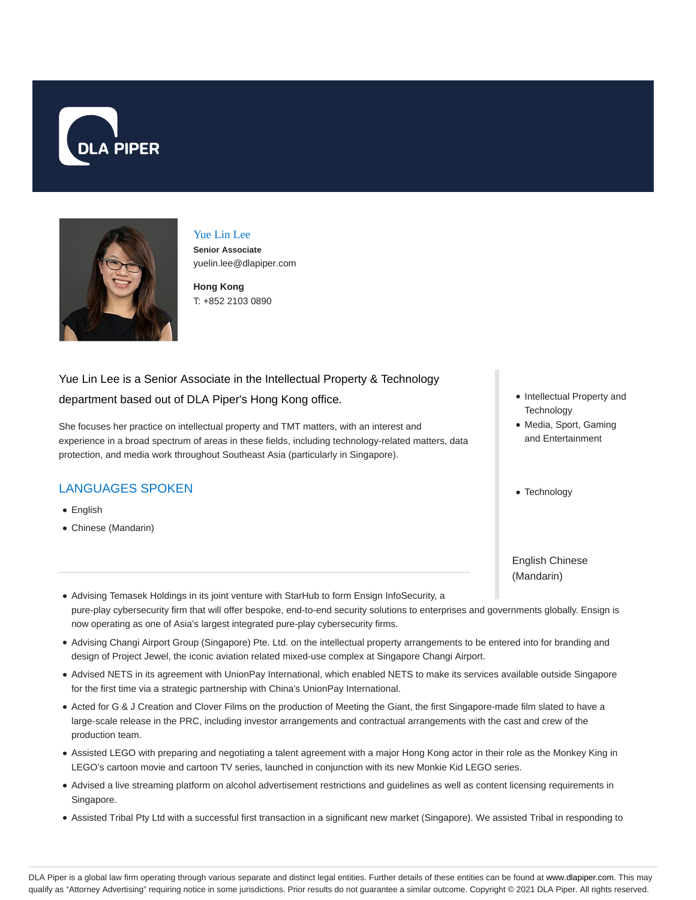DLA PIPER

## Yue Lin Lee

**Senior Associate**

yuelin.lee@dlapiper.com

**Hong Kong**

T: +852 2103 0890

Yue Lin Lee is a Senior Associate in the Intellectual Property & Technology department based out of DLA Piper's Hong Kong office.

She focuses her practice on intellectual property and TMT matters, with an interest and experience in a broad spectrum of areas in these fields, including technology-related matters, data protection, and media work throughout Southeast Asia (particularly in Singapore).

- Intellectual Property and Technology
- Media, Sport, Gaming and Entertainment

- Technology

## LANGUAGES SPOKEN

- English
- Chinese (Mandarin)

English Chinese (Mandarin)

- Advising Temasek Holdings in its joint venture with StarHub to form Ensign InfoSecurity, a pure-play cybersecurity firm that will offer bespoke, end-to-end security solutions to enterprises and governments globally. Ensign is now operating as one of Asia's largest integrated pure-play cybersecurity firms.
- Advising Changi Airport Group (Singapore) Pte. Ltd. on the intellectual property arrangements to be entered into for branding and design of Project Jewel, the iconic aviation related mixed-use complex at Singapore Changi Airport.
- Advised NETS in its agreement with UnionPay International, which enabled NETS to make its services available outside Singapore for the first time via a strategic partnership with China's UnionPay International.
- Acted for G & J Creation and Clover Films on the production of Meeting the Giant, the first Singapore-made film slated to have a large-scale release in the PRC, including investor arrangements and contractual arrangements with the cast and crew of the production team.
- Assisted LEGO with preparing and negotiating a talent agreement with a major Hong Kong actor in their role as the Monkey King in LEGO's cartoon movie and cartoon TV series, launched in conjunction with its new Monkie Kid LEGO series.
- Advised a live streaming platform on alcohol advertisement restrictions and guidelines as well as content licensing requirements in Singapore.
- Assisted Tribal Pty Ltd with a successful first transaction in a significant new market (Singapore). We assisted Tribal in responding to

DLA Piper is a global law firm operating through various separate and distinct legal entities. Further details of these entities can be found at www.dlapiper.com. This may qualify as "Attorney Advertising" requiring notice in some jurisdictions. Prior results do not guarantee a similar outcome. Copyright © 2021 DLA Piper. All rights reserved.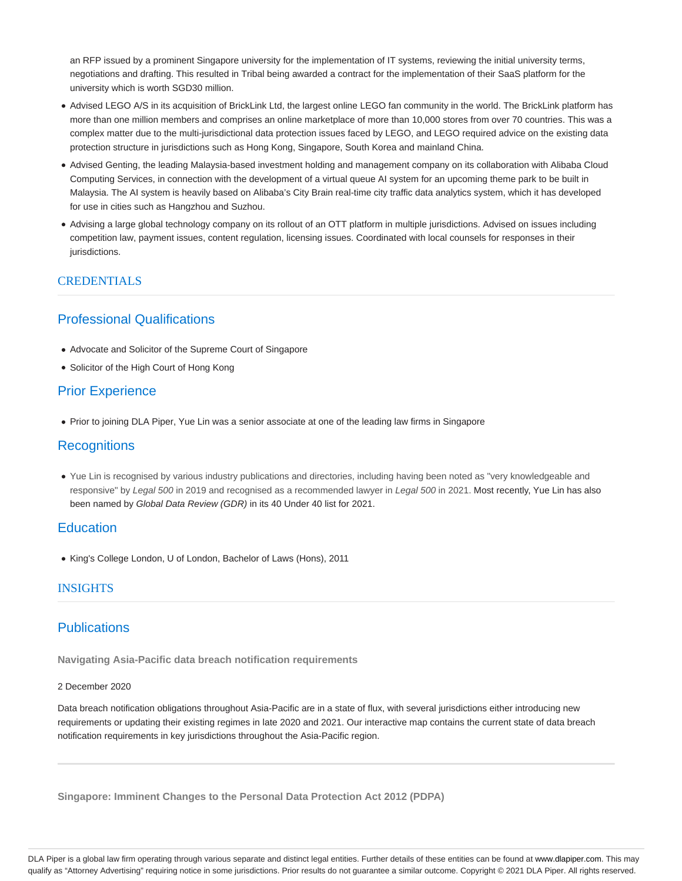an RFP issued by a prominent Singapore university for the implementation of IT systems, reviewing the initial university terms, negotiations and drafting. This resulted in Tribal being awarded a contract for the implementation of their SaaS platform for the university which is worth SGD30 million.

- Advised LEGO A/S in its acquisition of BrickLink Ltd, the largest online LEGO fan community in the world. The BrickLink platform has more than one million members and comprises an online marketplace of more than 10,000 stores from over 70 countries. This was a complex matter due to the multi-jurisdictional data protection issues faced by LEGO, and LEGO required advice on the existing data protection structure in jurisdictions such as Hong Kong, Singapore, South Korea and mainland China.
- Advised Genting, the leading Malaysia-based investment holding and management company on its collaboration with Alibaba Cloud Computing Services, in connection with the development of a virtual queue AI system for an upcoming theme park to be built in Malaysia. The AI system is heavily based on Alibaba's City Brain real-time city traffic data analytics system, which it has developed for use in cities such as Hangzhou and Suzhou.
- Advising a large global technology company on its rollout of an OTT platform in multiple jurisdictions. Advised on issues including competition law, payment issues, content regulation, licensing issues. Coordinated with local counsels for responses in their jurisdictions.

## CREDENTIALS

### Professional Qualifications

- Advocate and Solicitor of the Supreme Court of Singapore
- Solicitor of the High Court of Hong Kong

### Prior Experience

- Prior to joining DLA Piper, Yue Lin was a senior associate at one of the leading law firms in Singapore

### Recognitions

- Yue Lin is recognised by various industry publications and directories, including having been noted as "very knowledgeable and responsive" by *Legal 500* in 2019 and recognised as a recommended lawyer in *Legal 500* in 2021. Most recently, Yue Lin has also been named by *Global Data Review (GDR)* in its 40 Under 40 list for 2021.

### Education

- King's College London, U of London, Bachelor of Laws (Hons), 2011

## INSIGHTS

### Publications

**Navigating Asia-Pacific data breach notification requirements**

2 December 2020

Data breach notification obligations throughout Asia-Pacific are in a state of flux, with several jurisdictions either introducing new requirements or updating their existing regimes in late 2020 and 2021. Our interactive map contains the current state of data breach notification requirements in key jurisdictions throughout the Asia-Pacific region.

---

**Singapore: Imminent Changes to the Personal Data Protection Act 2012 (PDPA)**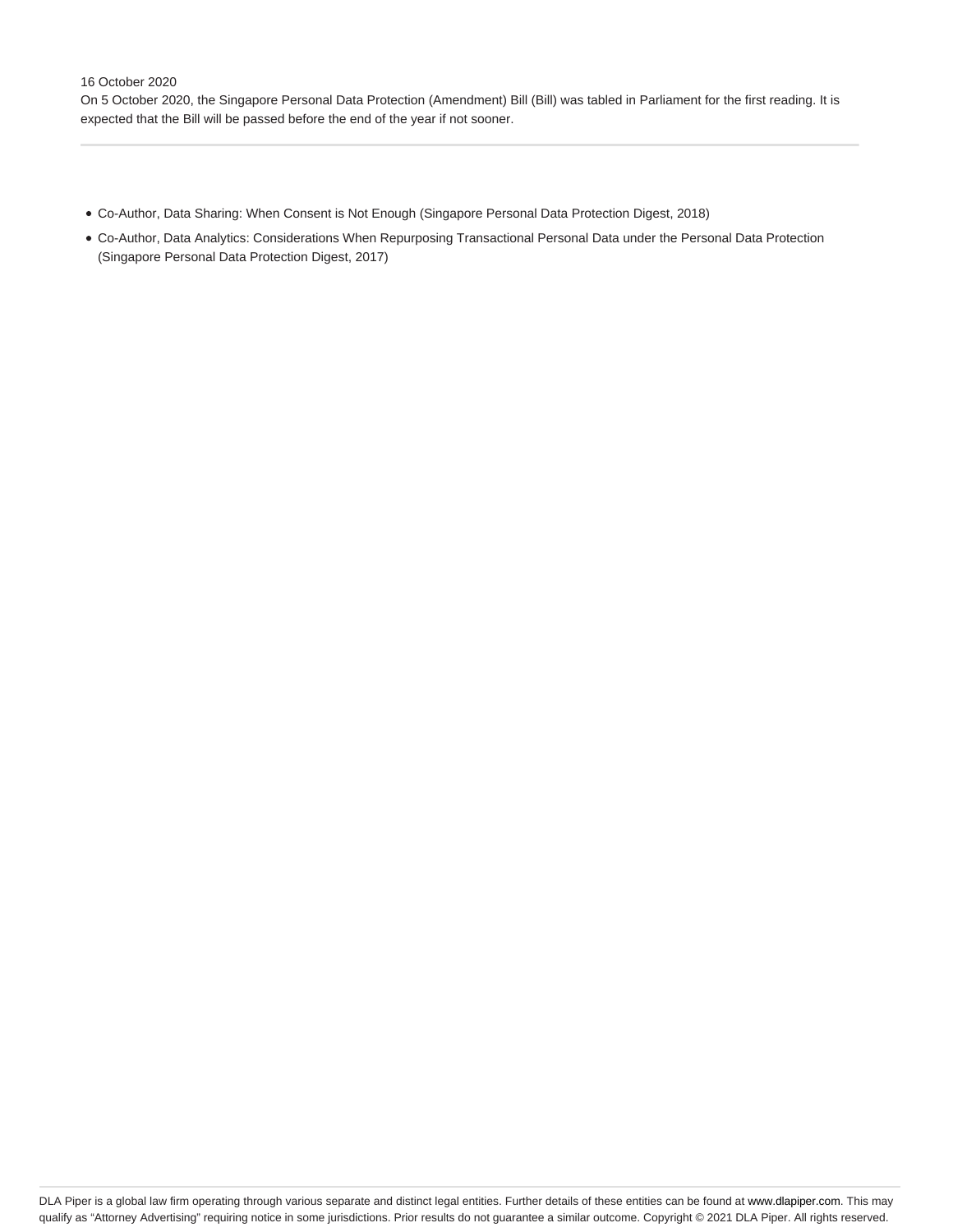16 October 2020

On 5 October 2020, the Singapore Personal Data Protection (Amendment) Bill (Bill) was tabled in Parliament for the first reading. It is expected that the Bill will be passed before the end of the year if not sooner.

---

- Co-Author, Data Sharing: When Consent is Not Enough (Singapore Personal Data Protection Digest, 2018)
- Co-Author, Data Analytics: Considerations When Repurposing Transactional Personal Data under the Personal Data Protection (Singapore Personal Data Protection Digest, 2017)

DLA Piper is a global law firm operating through various separate and distinct legal entities. Further details of these entities can be found at www.dlapiper.com. This may qualify as "Attorney Advertising" requiring notice in some jurisdictions. Prior results do not guarantee a similar outcome. Copyright © 2021 DLA Piper. All rights reserved.